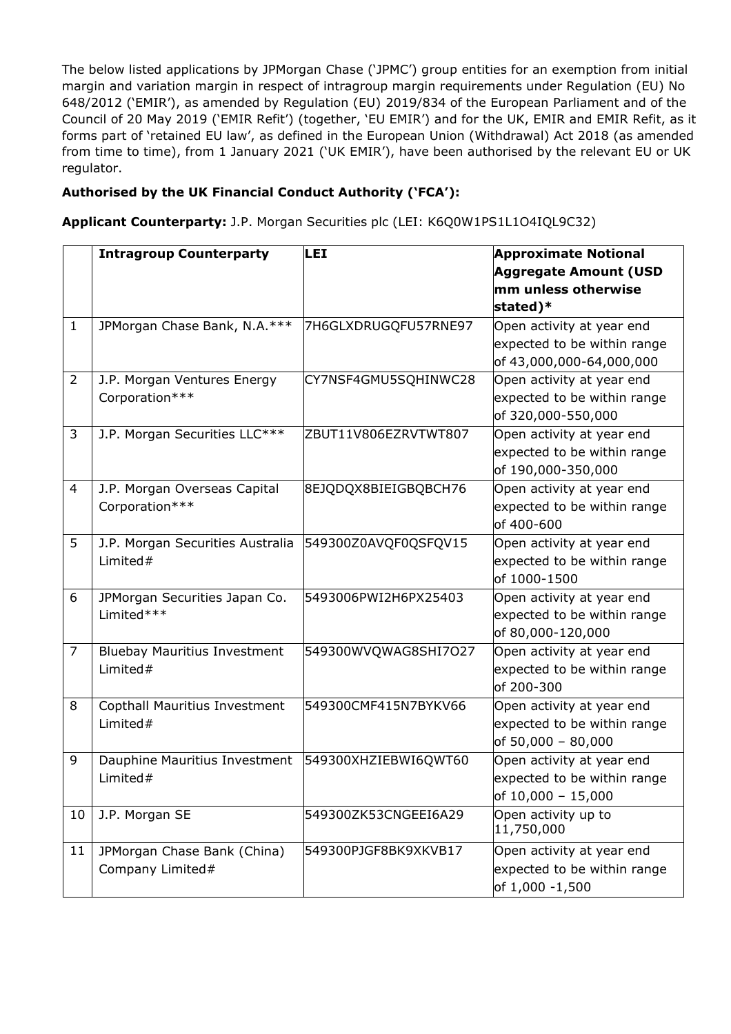The below listed applications by JPMorgan Chase ('JPMC') group entities for an exemption from initial margin and variation margin in respect of intragroup margin requirements under Regulation (EU) No 648/2012 ('EMIR'), as amended by Regulation (EU) 2019/834 of the European Parliament and of the Council of 20 May 2019 ('EMIR Refit') (together, 'EU EMIR') and for the UK, EMIR and EMIR Refit, as it forms part of 'retained EU law', as defined in the European Union (Withdrawal) Act 2018 (as amended from time to time), from 1 January 2021 ('UK EMIR'), have been authorised by the relevant EU or UK regulator.

**Authorised by the UK Financial Conduct Authority ('FCA'):**

**Applicant Counterparty:** J.P. Morgan Securities plc (LEI: K6Q0W1PS1L1O4IQL9C32)

| | **Intragroup Counterparty** | **LEI** | **Approximate Notional Aggregate Amount (USD mm unless otherwise stated)*** |
|---|---|---|---|
| 1 | JPMorgan Chase Bank, N.A.*** | 7H6GLXDRUGQFU57RNE97 | Open activity at year end expected to be within range of 43,000,000-64,000,000 |
| 2 | J.P. Morgan Ventures Energy Corporation*** | CY7NSF4GMU5SQHINWC28 | Open activity at year end expected to be within range of 320,000-550,000 |
| 3 | J.P. Morgan Securities LLC*** | ZBUT11V806EZRVTWT807 | Open activity at year end expected to be within range of 190,000-350,000 |
| 4 | J.P. Morgan Overseas Capital Corporation*** | 8EJQDQX8BIEIGBQBCH76 | Open activity at year end expected to be within range of 400-600 |
| 5 | J.P. Morgan Securities Australia Limited# | 549300Z0AVQF0QSFQV15 | Open activity at year end expected to be within range of 1000-1500 |
| 6 | JPMorgan Securities Japan Co. Limited*** | 5493006PWI2H6PX25403 | Open activity at year end expected to be within range of 80,000-120,000 |
| 7 | Bluebay Mauritius Investment Limited# | 549300WVQWAG8SHI7O27 | Open activity at year end expected to be within range of 200-300 |
| 8 | Copthall Mauritius Investment Limited# | 549300CMF415N7BYKV66 | Open activity at year end expected to be within range of 50,000 – 80,000 |
| 9 | Dauphine Mauritius Investment Limited# | 549300XHZIEBWI6QWT60 | Open activity at year end expected to be within range of 10,000 – 15,000 |
| 10 | J.P. Morgan SE | 549300ZK53CNGEEI6A29 | Open activity up to 11,750,000 |
| 11 | JPMorgan Chase Bank (China) Company Limited# | 549300PJGF8BK9XKVB17 | Open activity at year end expected to be within range of 1,000 -1,500 |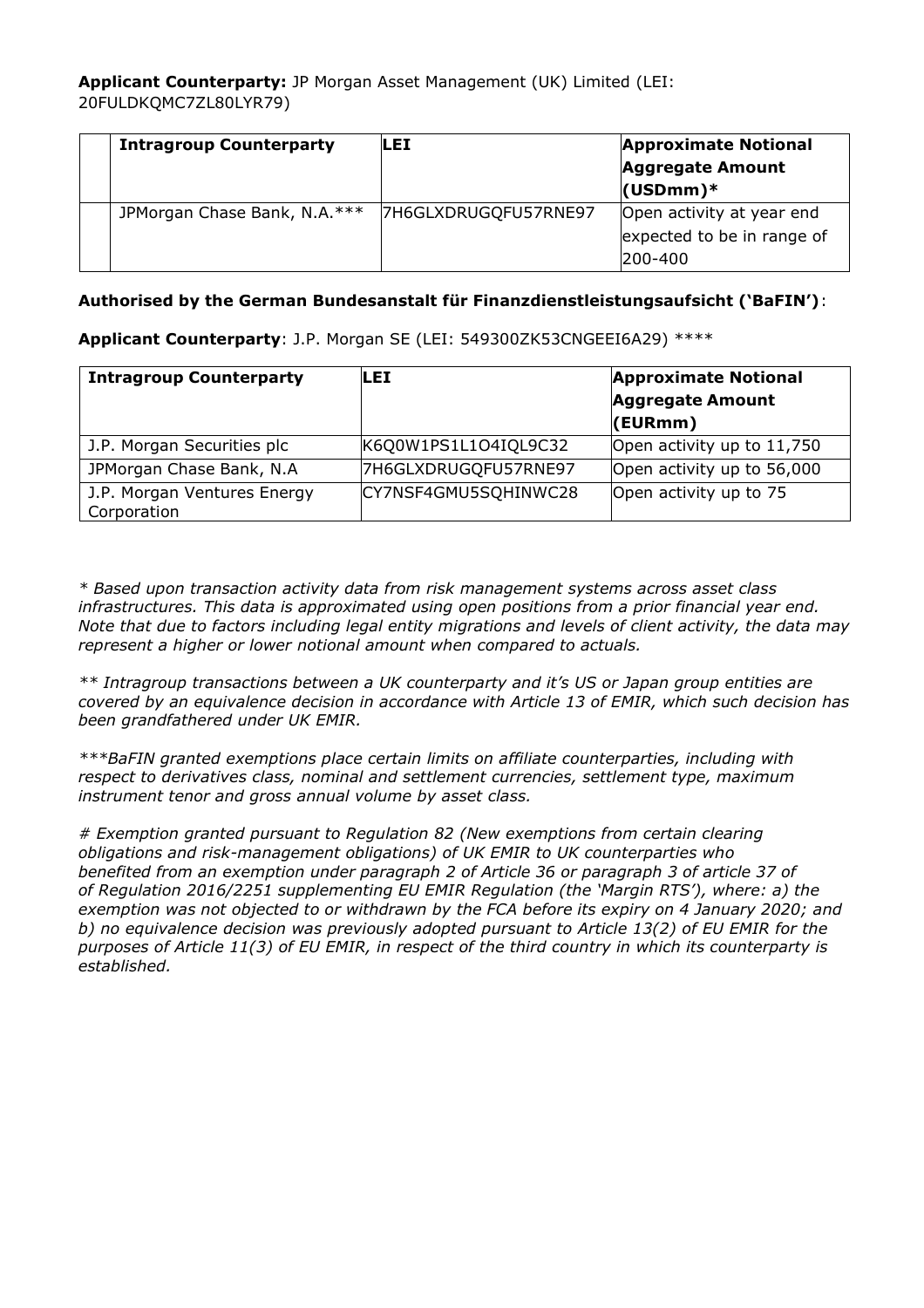**Applicant Counterparty:** JP Morgan Asset Management (UK) Limited (LEI: 20FULDKQMC7ZL80LYR79)

| | Intragroup Counterparty | LEI | Approximate Notional Aggregate Amount (USDmm)* |
|---|---|---|---|
| | JPMorgan Chase Bank, N.A.*** | 7H6GLXDRUGQFU57RNE97 | Open activity at year end expected to be in range of 200-400 |

**Authorised by the German Bundesanstalt für Finanzdienstleistungsaufsicht ('BaFIN')**:

**Applicant Counterparty**: J.P. Morgan SE (LEI: 549300ZK53CNGEEI6A29) ****

| Intragroup Counterparty | LEI | Approximate Notional Aggregate Amount (EURmm) |
|---|---|---|
| J.P. Morgan Securities plc | K6Q0W1PS1L1O4IQL9C32 | Open activity up to 11,750 |
| JPMorgan Chase Bank, N.A | 7H6GLXDRUGQFU57RNE97 | Open activity up to 56,000 |
| J.P. Morgan Ventures Energy Corporation | CY7NSF4GMU5SQHINWC28 | Open activity up to 75 |

*\* Based upon transaction activity data from risk management systems across asset class infrastructures. This data is approximated using open positions from a prior financial year end. Note that due to factors including legal entity migrations and levels of client activity, the data may represent a higher or lower notional amount when compared to actuals.*

*\*\* Intragroup transactions between a UK counterparty and it's US or Japan group entities are covered by an equivalence decision in accordance with Article 13 of EMIR, which such decision has been grandfathered under UK EMIR.*

*\*\*\*BaFIN granted exemptions place certain limits on affiliate counterparties, including with respect to derivatives class, nominal and settlement currencies, settlement type, maximum instrument tenor and gross annual volume by asset class.*

*# Exemption granted pursuant to Regulation 82 (New exemptions from certain clearing obligations and risk-management obligations) of UK EMIR to UK counterparties who benefited from an exemption under paragraph 2 of Article 36 or paragraph 3 of article 37 of of Regulation 2016/2251 supplementing EU EMIR Regulation (the 'Margin RTS'), where: a) the exemption was not objected to or withdrawn by the FCA before its expiry on 4 January 2020; and b) no equivalence decision was previously adopted pursuant to Article 13(2) of EU EMIR for the purposes of Article 11(3) of EU EMIR, in respect of the third country in which its counterparty is established.*